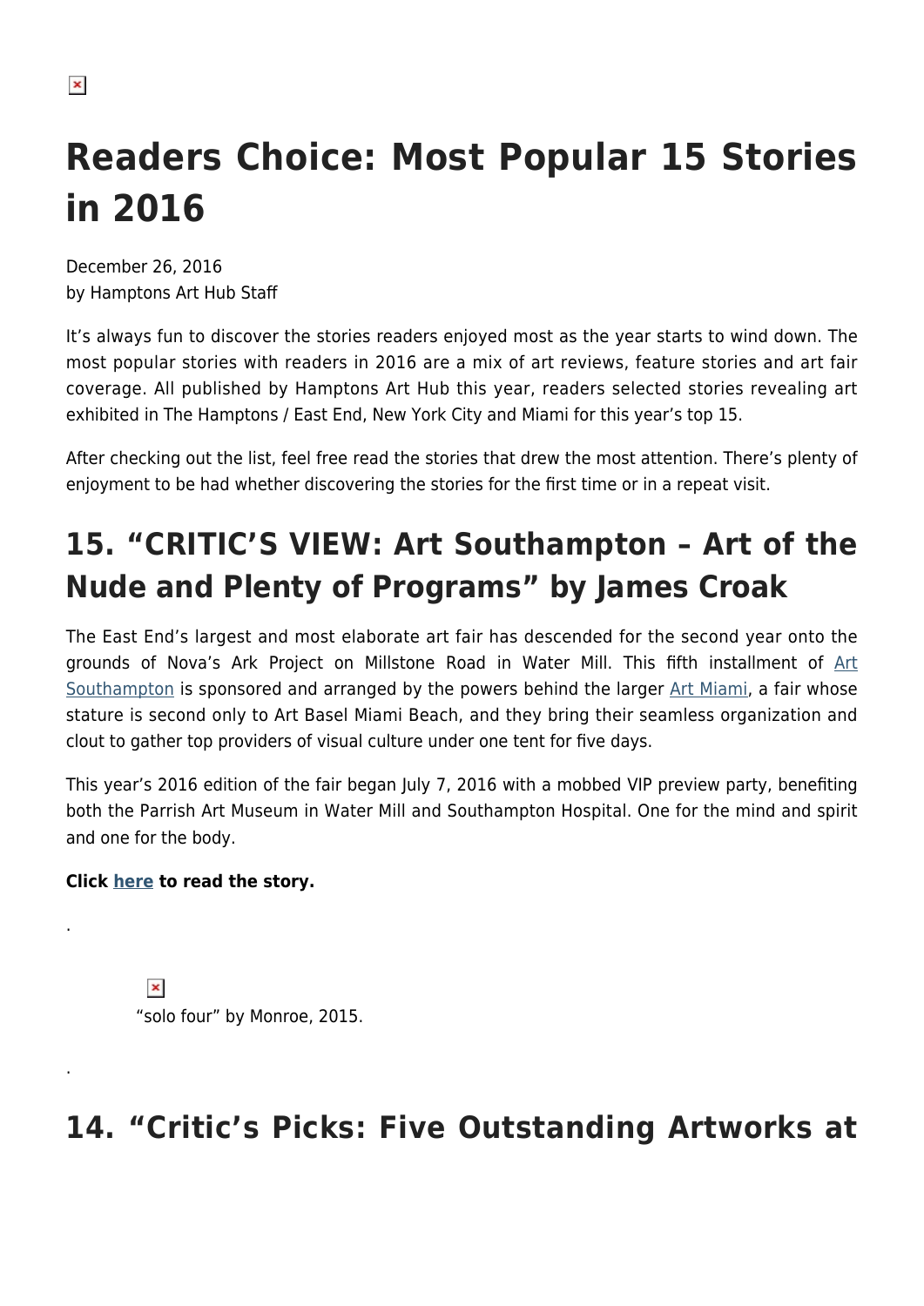# Readers Choice: Most Popular 15 Stories in 2016

December 26, 2016
by Hamptons Art Hub Staff

It's always fun to discover the stories readers enjoyed most as the year starts to wind down. The most popular stories with readers in 2016 are a mix of art reviews, feature stories and art fair coverage. All published by Hamptons Art Hub this year, readers selected stories revealing art exhibited in The Hamptons / East End, New York City and Miami for this year's top 15.

After checking out the list, feel free read the stories that drew the most attention. There's plenty of enjoyment to be had whether discovering the stories for the first time or in a repeat visit.

## 15. "CRITIC'S VIEW: Art Southampton – Art of the Nude and Plenty of Programs" by James Croak

The East End's largest and most elaborate art fair has descended for the second year onto the grounds of Nova's Ark Project on Millstone Road in Water Mill. This fifth installment of Art Southampton is sponsored and arranged by the powers behind the larger Art Miami, a fair whose stature is second only to Art Basel Miami Beach, and they bring their seamless organization and clout to gather top providers of visual culture under one tent for five days.

This year's 2016 edition of the fair began July 7, 2016 with a mobbed VIP preview party, benefiting both the Parrish Art Museum in Water Mill and Southampton Hospital. One for the mind and spirit and one for the body.

**Click here to read the story.**

.

"solo four" by Monroe, 2015.

.

## 14. "Critic's Picks: Five Outstanding Artworks at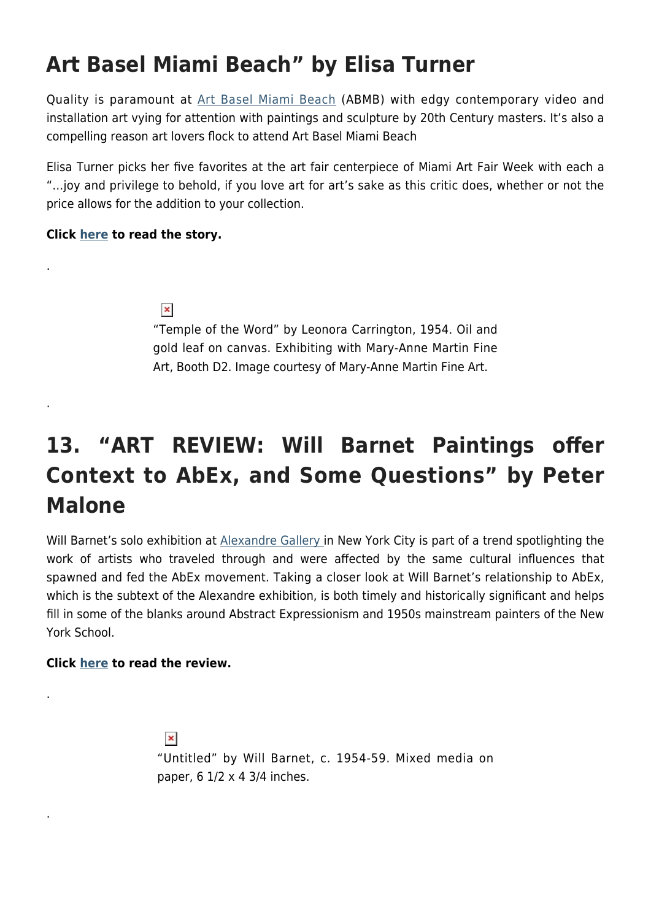## Art Basel Miami Beach" by Elisa Turner

Quality is paramount at Art Basel Miami Beach (ABMB) with edgy contemporary video and installation art vying for attention with paintings and sculpture by 20th Century masters. It's also a compelling reason art lovers flock to attend Art Basel Miami Beach

Elisa Turner picks her five favorites at the art fair centerpiece of Miami Art Fair Week with each a "…joy and privilege to behold, if you love art for art's sake as this critic does, whether or not the price allows for the addition to your collection.

**Click here to read the story.**

.

"Temple of the Word" by Leonora Carrington, 1954. Oil and gold leaf on canvas. Exhibiting with Mary-Anne Martin Fine Art, Booth D2. Image courtesy of Mary-Anne Martin Fine Art.

.

## 13. "ART REVIEW: Will Barnet Paintings offer Context to AbEx, and Some Questions" by Peter Malone

Will Barnet's solo exhibition at Alexandre Gallery in New York City is part of a trend spotlighting the work of artists who traveled through and were affected by the same cultural influences that spawned and fed the AbEx movement. Taking a closer look at Will Barnet's relationship to AbEx, which is the subtext of the Alexandre exhibition, is both timely and historically significant and helps fill in some of the blanks around Abstract Expressionism and 1950s mainstream painters of the New York School.

**Click here to read the review.**

.

"Untitled" by Will Barnet, c. 1954-59. Mixed media on paper, 6 1/2 x 4 3/4 inches.

.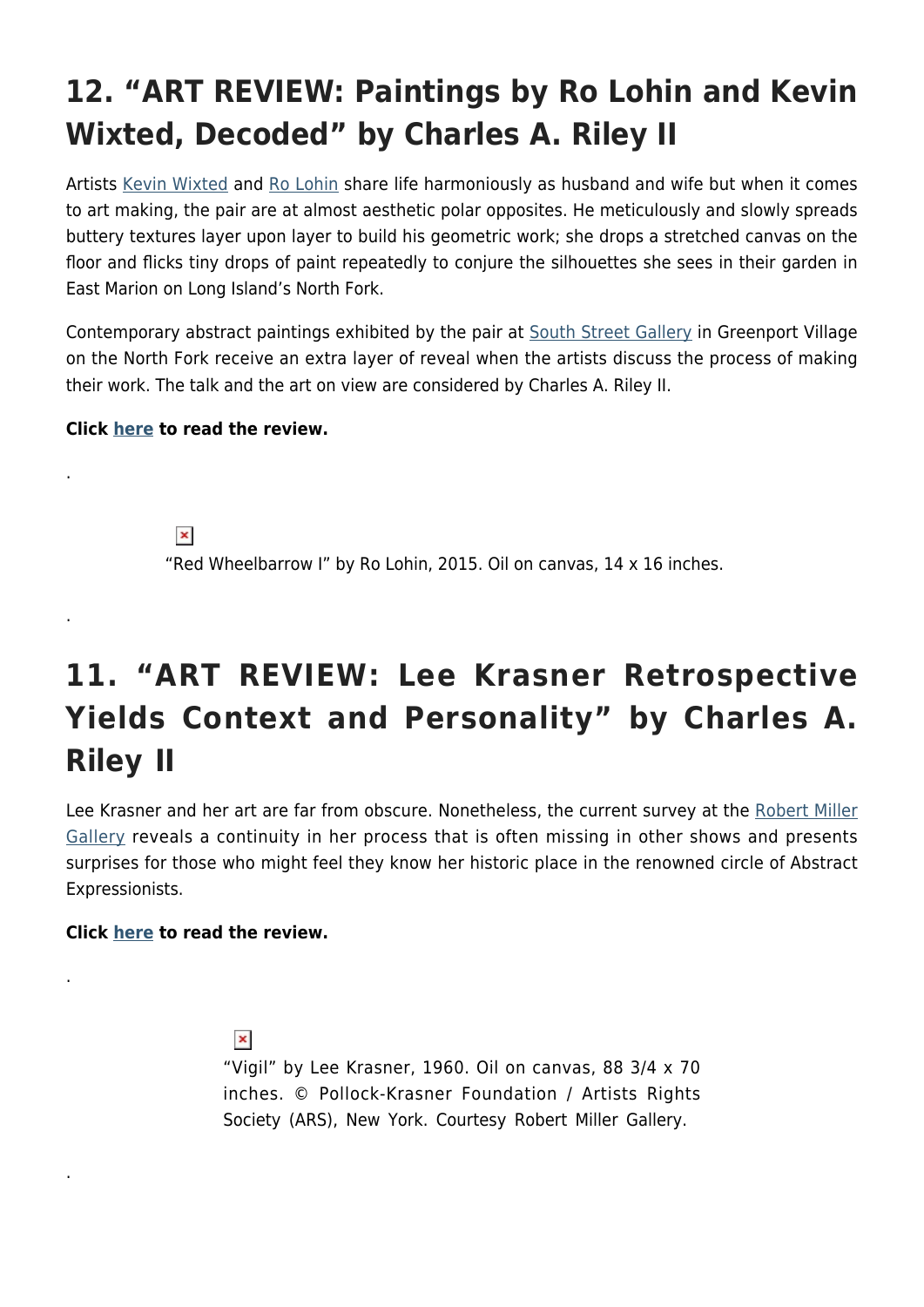## 12. “ART REVIEW: Paintings by Ro Lohin and Kevin Wixted, Decoded” by Charles A. Riley II

Artists Kevin Wixted and Ro Lohin share life harmoniously as husband and wife but when it comes to art making, the pair are at almost aesthetic polar opposites. He meticulously and slowly spreads buttery textures layer upon layer to build his geometric work; she drops a stretched canvas on the floor and flicks tiny drops of paint repeatedly to conjure the silhouettes she sees in their garden in East Marion on Long Island’s North Fork.

Contemporary abstract paintings exhibited by the pair at South Street Gallery in Greenport Village on the North Fork receive an extra layer of reveal when the artists discuss the process of making their work. The talk and the art on view are considered by Charles A. Riley II.

**Click here to read the review.**

.

“Red Wheelbarrow I” by Ro Lohin, 2015. Oil on canvas, 14 x 16 inches.

.

## 11. “ART REVIEW: Lee Krasner Retrospective Yields Context and Personality” by Charles A. Riley II

Lee Krasner and her art are far from obscure. Nonetheless, the current survey at the Robert Miller Gallery reveals a continuity in her process that is often missing in other shows and presents surprises for those who might feel they know her historic place in the renowned circle of Abstract Expressionists.

**Click here to read the review.**

.

“Vigil” by Lee Krasner, 1960. Oil on canvas, 88 3/4 x 70 inches. © Pollock-Krasner Foundation / Artists Rights Society (ARS), New York. Courtesy Robert Miller Gallery.

.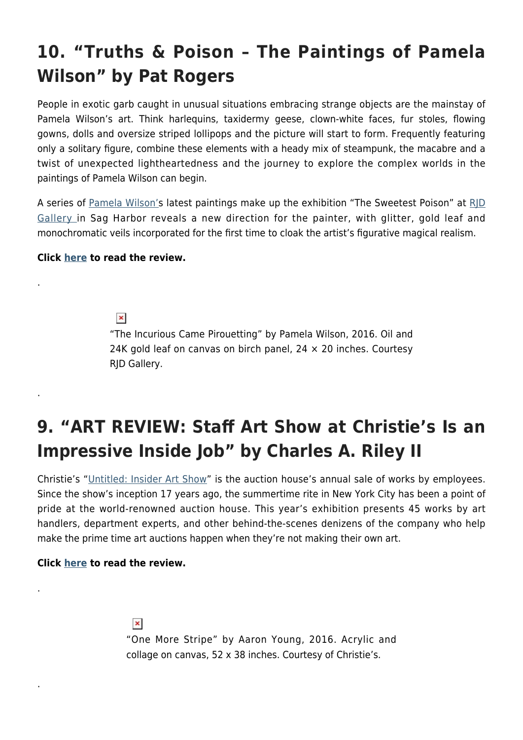## 10. "Truths & Poison – The Paintings of Pamela Wilson" by Pat Rogers

People in exotic garb caught in unusual situations embracing strange objects are the mainstay of Pamela Wilson's art. Think harlequins, taxidermy geese, clown-white faces, fur stoles, flowing gowns, dolls and oversize striped lollipops and the picture will start to form. Frequently featuring only a solitary figure, combine these elements with a heady mix of steampunk, the macabre and a twist of unexpected lightheartedness and the journey to explore the complex worlds in the paintings of Pamela Wilson can begin.

A series of Pamela Wilson's latest paintings make up the exhibition "The Sweetest Poison" at RJD Gallery in Sag Harbor reveals a new direction for the painter, with glitter, gold leaf and monochromatic veils incorporated for the first time to cloak the artist's figurative magical realism.

**Click here to read the review.**

.

"The Incurious Came Pirouetting" by Pamela Wilson, 2016. Oil and 24K gold leaf on canvas on birch panel, 24 × 20 inches. Courtesy RJD Gallery.

.

## 9. "ART REVIEW: Staff Art Show at Christie's Is an Impressive Inside Job" by Charles A. Riley II

Christie's "Untitled: Insider Art Show" is the auction house's annual sale of works by employees. Since the show's inception 17 years ago, the summertime rite in New York City has been a point of pride at the world-renowned auction house. This year's exhibition presents 45 works by art handlers, department experts, and other behind-the-scenes denizens of the company who help make the prime time art auctions happen when they're not making their own art.

**Click here to read the review.**

.

"One More Stripe" by Aaron Young, 2016. Acrylic and collage on canvas, 52 x 38 inches. Courtesy of Christie's.

.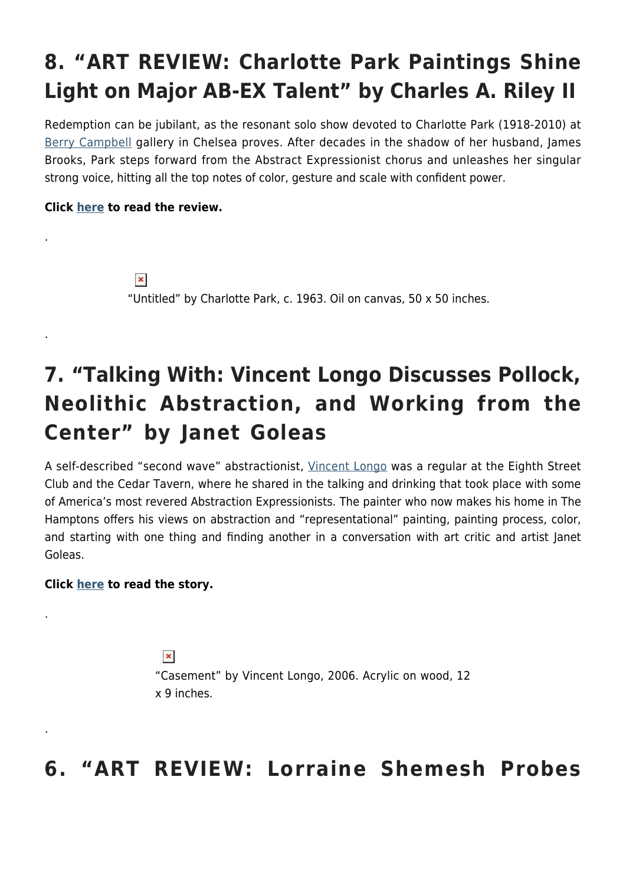## 8. "ART REVIEW: Charlotte Park Paintings Shine Light on Major AB-EX Talent" by Charles A. Riley II

Redemption can be jubilant, as the resonant solo show devoted to Charlotte Park (1918-2010) at Berry Campbell gallery in Chelsea proves. After decades in the shadow of her husband, James Brooks, Park steps forward from the Abstract Expressionist chorus and unleashes her singular strong voice, hitting all the top notes of color, gesture and scale with confident power.

**Click here to read the review.**

.

"Untitled" by Charlotte Park, c. 1963. Oil on canvas, 50 x 50 inches.

.

## 7. "Talking With: Vincent Longo Discusses Pollock, Neolithic Abstraction, and Working from the Center" by Janet Goleas

A self-described "second wave" abstractionist, Vincent Longo was a regular at the Eighth Street Club and the Cedar Tavern, where he shared in the talking and drinking that took place with some of America's most revered Abstraction Expressionists. The painter who now makes his home in The Hamptons offers his views on abstraction and "representational" painting, painting process, color, and starting with one thing and finding another in a conversation with art critic and artist Janet Goleas.

**Click here to read the story.**

.

"Casement" by Vincent Longo, 2006. Acrylic on wood, 12 x 9 inches.

.

## 6. "ART REVIEW: Lorraine Shemesh Probes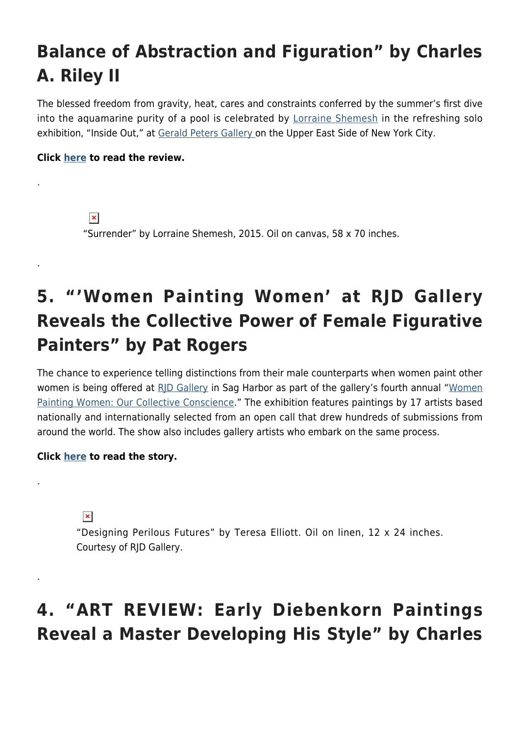## Balance of Abstraction and Figuration" by Charles A. Riley II

The blessed freedom from gravity, heat, cares and constraints conferred by the summer's first dive into the aquamarine purity of a pool is celebrated by Lorraine Shemesh in the refreshing solo exhibition, "Inside Out," at Gerald Peters Gallery on the Upper East Side of New York City.

**Click here to read the review.**

.

"Surrender" by Lorraine Shemesh, 2015. Oil on canvas, 58 x 70 inches.

.

## 5. "'Women Painting Women' at RJD Gallery Reveals the Collective Power of Female Figurative Painters" by Pat Rogers

The chance to experience telling distinctions from their male counterparts when women paint other women is being offered at RJD Gallery in Sag Harbor as part of the gallery's fourth annual "Women Painting Women: Our Collective Conscience." The exhibition features paintings by 17 artists based nationally and internationally selected from an open call that drew hundreds of submissions from around the world. The show also includes gallery artists who embark on the same process.

**Click here to read the story.**

.

"Designing Perilous Futures" by Teresa Elliott. Oil on linen, 12 x 24 inches. Courtesy of RJD Gallery.

.

## 4. "ART REVIEW: Early Diebenkorn Paintings Reveal a Master Developing His Style" by Charles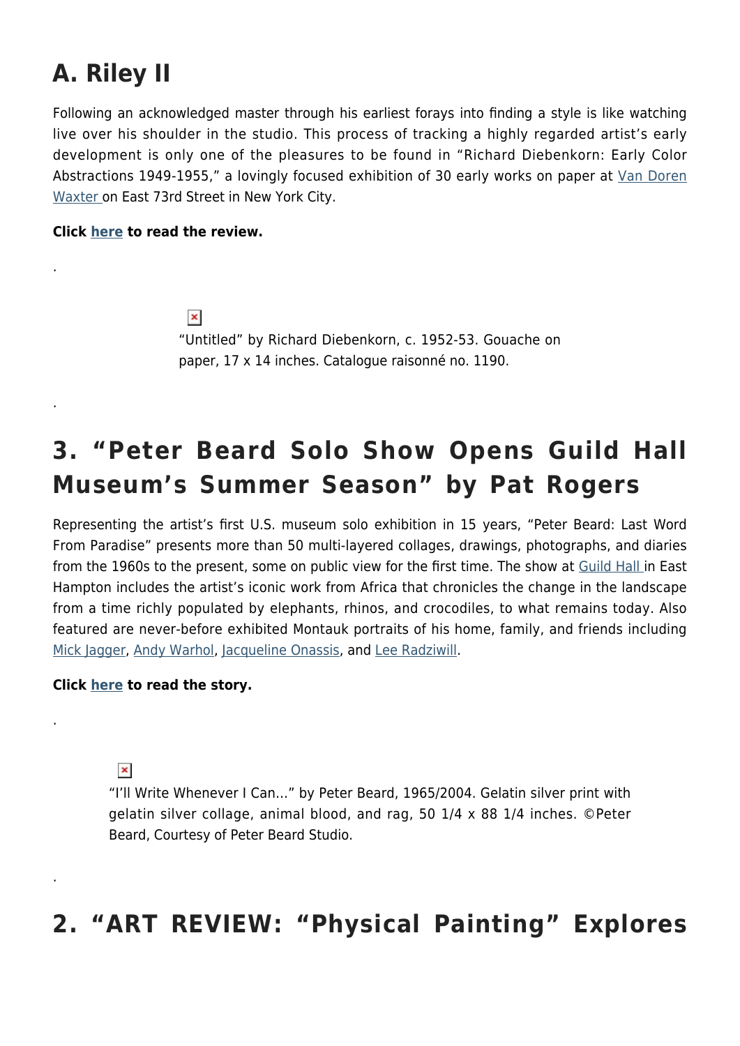## A. Riley II

Following an acknowledged master through his earliest forays into finding a style is like watching live over his shoulder in the studio. This process of tracking a highly regarded artist's early development is only one of the pleasures to be found in "Richard Diebenkorn: Early Color Abstractions 1949-1955," a lovingly focused exhibition of 30 early works on paper at Van Doren Waxter on East 73rd Street in New York City.

**Click here to read the review.**

.

"Untitled" by Richard Diebenkorn, c. 1952-53. Gouache on paper, 17 x 14 inches. Catalogue raisonné no. 1190.

.

## 3. "Peter Beard Solo Show Opens Guild Hall Museum's Summer Season" by Pat Rogers

Representing the artist's first U.S. museum solo exhibition in 15 years, "Peter Beard: Last Word From Paradise" presents more than 50 multi-layered collages, drawings, photographs, and diaries from the 1960s to the present, some on public view for the first time. The show at Guild Hall in East Hampton includes the artist's iconic work from Africa that chronicles the change in the landscape from a time richly populated by elephants, rhinos, and crocodiles, to what remains today. Also featured are never-before exhibited Montauk portraits of his home, family, and friends including Mick Jagger, Andy Warhol, Jacqueline Onassis, and Lee Radziwill.

**Click here to read the story.**

.

"I'll Write Whenever I Can…" by Peter Beard, 1965/2004. Gelatin silver print with gelatin silver collage, animal blood, and rag, 50 1/4 x 88 1/4 inches. ©Peter Beard, Courtesy of Peter Beard Studio.

.

## 2. "ART REVIEW: "Physical Painting" Explores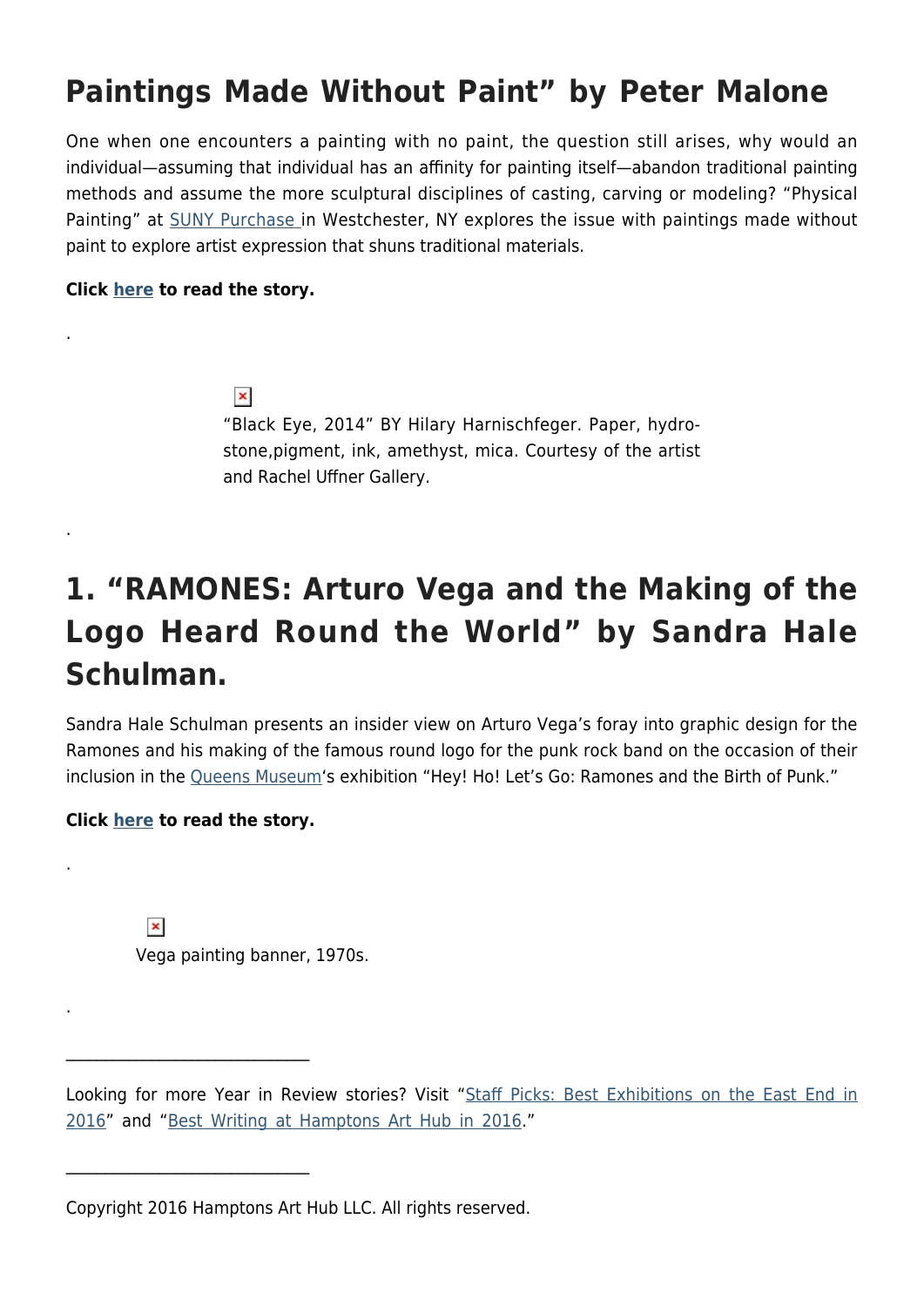## Paintings Made Without Paint" by Peter Malone

One when one encounters a painting with no paint, the question still arises, why would an individual—assuming that individual has an affinity for painting itself—abandon traditional painting methods and assume the more sculptural disciplines of casting, carving or modeling? "Physical Painting" at SUNY Purchase in Westchester, NY explores the issue with paintings made without paint to explore artist expression that shuns traditional materials.

**Click here to read the story.**

.

"Black Eye, 2014" BY Hilary Harnischfeger. Paper, hydro-stone,pigment, ink, amethyst, mica. Courtesy of the artist and Rachel Uffner Gallery.

.

## 1. "RAMONES: Arturo Vega and the Making of the Logo Heard Round the World" by Sandra Hale Schulman.

Sandra Hale Schulman presents an insider view on Arturo Vega's foray into graphic design for the Ramones and his making of the famous round logo for the punk rock band on the occasion of their inclusion in the Queens Museum's exhibition "Hey! Ho! Let's Go: Ramones and the Birth of Punk."

**Click here to read the story.**

.

Vega painting banner, 1970s.

.

---

Looking for more Year in Review stories? Visit "Staff Picks: Best Exhibitions on the East End in 2016" and "Best Writing at Hamptons Art Hub in 2016."

---

Copyright 2016 Hamptons Art Hub LLC. All rights reserved.